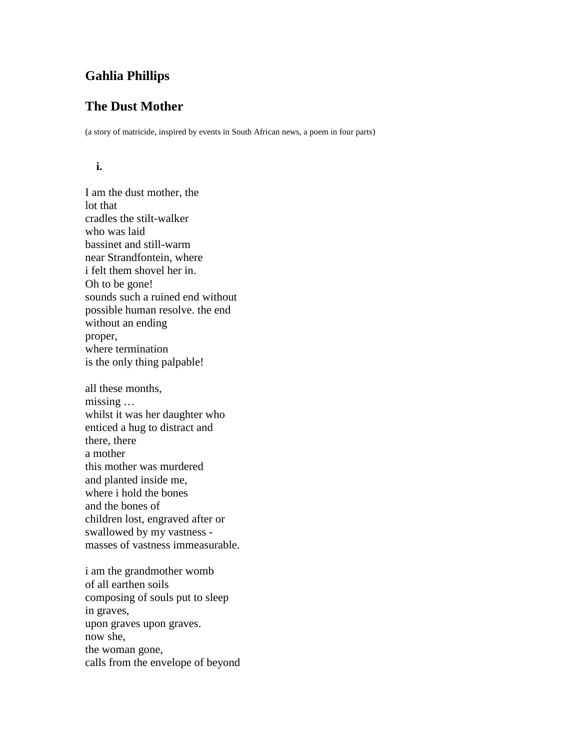## Gahlia Phillips

## The Dust Mother

(a story of matricide, inspired by events in South African news, a poem in four parts)

**i.**

I am the dust mother, the  
lot that  
cradles the stilt-walker  
who was laid  
bassinet and still-warm  
near Strandfontein, where  
i felt them shovel her in.  
Oh to be gone!  
sounds such a ruined end without  
possible human resolve. the end  
without an ending  
proper,  
where termination  
is the only thing palpable!

all these months,  
missing …  
whilst it was her daughter who  
enticed a hug to distract and  
there, there  
a mother  
this mother was murdered  
and planted inside me,  
where i hold the bones  
and the bones of  
children lost, engraved after or  
swallowed by my vastness -  
masses of vastness immeasurable.

i am the grandmother womb  
of all earthen soils  
composing of souls put to sleep  
in graves,  
upon graves upon graves.  
now she,  
the woman gone,  
calls from the envelope of beyond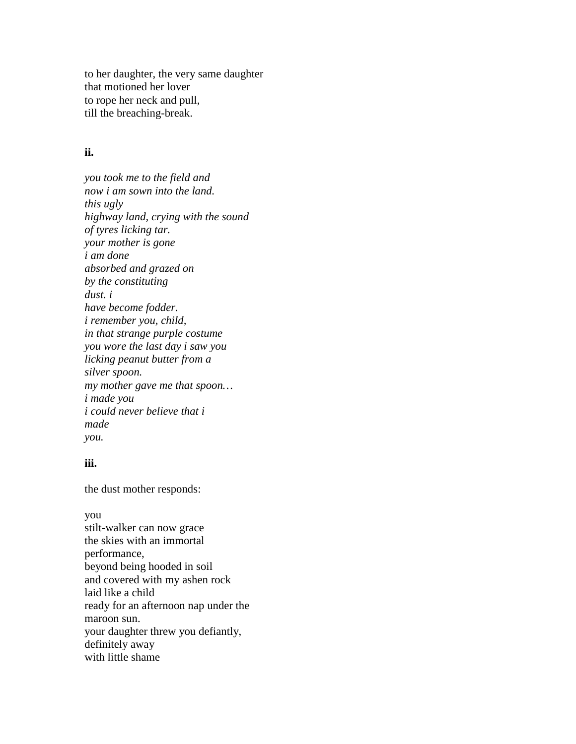to her daughter, the very same daughter  
that motioned her lover  
to rope her neck and pull,  
till the breaching-break.

**ii.**

*you took me to the field and*  
*now i am sown into the land.*  
*this ugly*  
*highway land, crying with the sound*  
*of tyres licking tar.*  
*your mother is gone*  
*i am done*  
*absorbed and grazed on*  
*by the constituting*  
*dust. i*  
*have become fodder.*  
*i remember you, child,*  
*in that strange purple costume*  
*you wore the last day i saw you*  
*licking peanut butter from a*  
*silver spoon.*  
*my mother gave me that spoon…*  
*i made you*  
*i could never believe that i*  
*made*  
*you.*

**iii.**

the dust mother responds:

you  
stilt-walker can now grace  
the skies with an immortal  
performance,  
beyond being hooded in soil  
and covered with my ashen rock  
laid like a child  
ready for an afternoon nap under the  
maroon sun.  
your daughter threw you defiantly,  
definitely away  
with little shame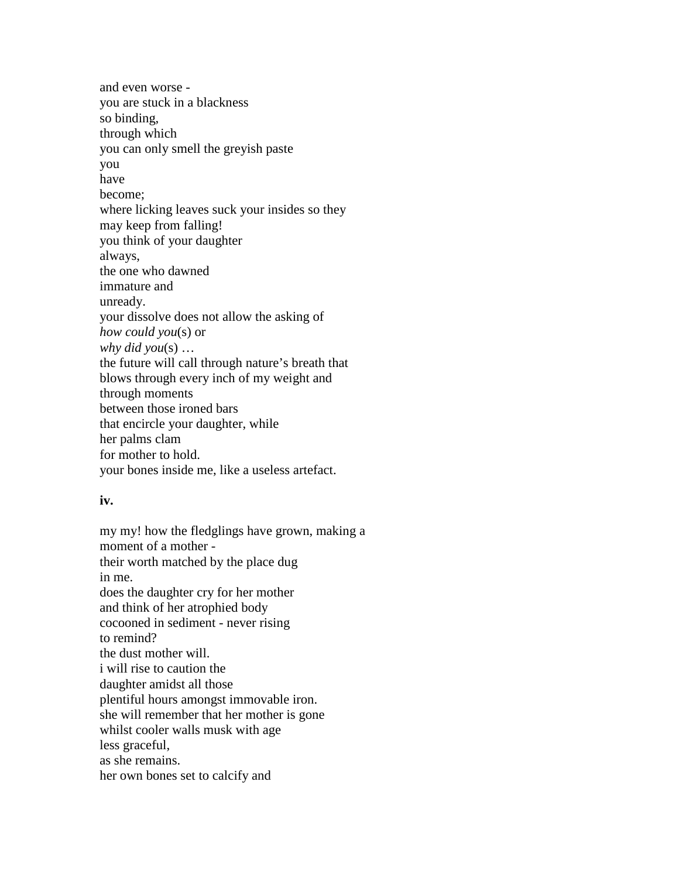and even worse -  
you are stuck in a blackness  
so binding,  
through which  
you can only smell the greyish paste  
you  
have  
become;  
where licking leaves suck your insides so they  
may keep from falling!  
you think of your daughter  
always,  
the one who dawned  
immature and  
unready.  
your dissolve does not allow the asking of  
*how could you*(s) or  
*why did you*(s) …  
the future will call through nature's breath that  
blows through every inch of my weight and  
through moments  
between those ironed bars  
that encircle your daughter, while  
her palms clam  
for mother to hold.  
your bones inside me, like a useless artefact.

**iv.**

my my! how the fledglings have grown, making a  
moment of a mother -  
their worth matched by the place dug  
in me.  
does the daughter cry for her mother  
and think of her atrophied body  
cocooned in sediment - never rising  
to remind?  
the dust mother will.  
i will rise to caution the  
daughter amidst all those  
plentiful hours amongst immovable iron.  
she will remember that her mother is gone  
whilst cooler walls musk with age  
less graceful,  
as she remains.  
her own bones set to calcify and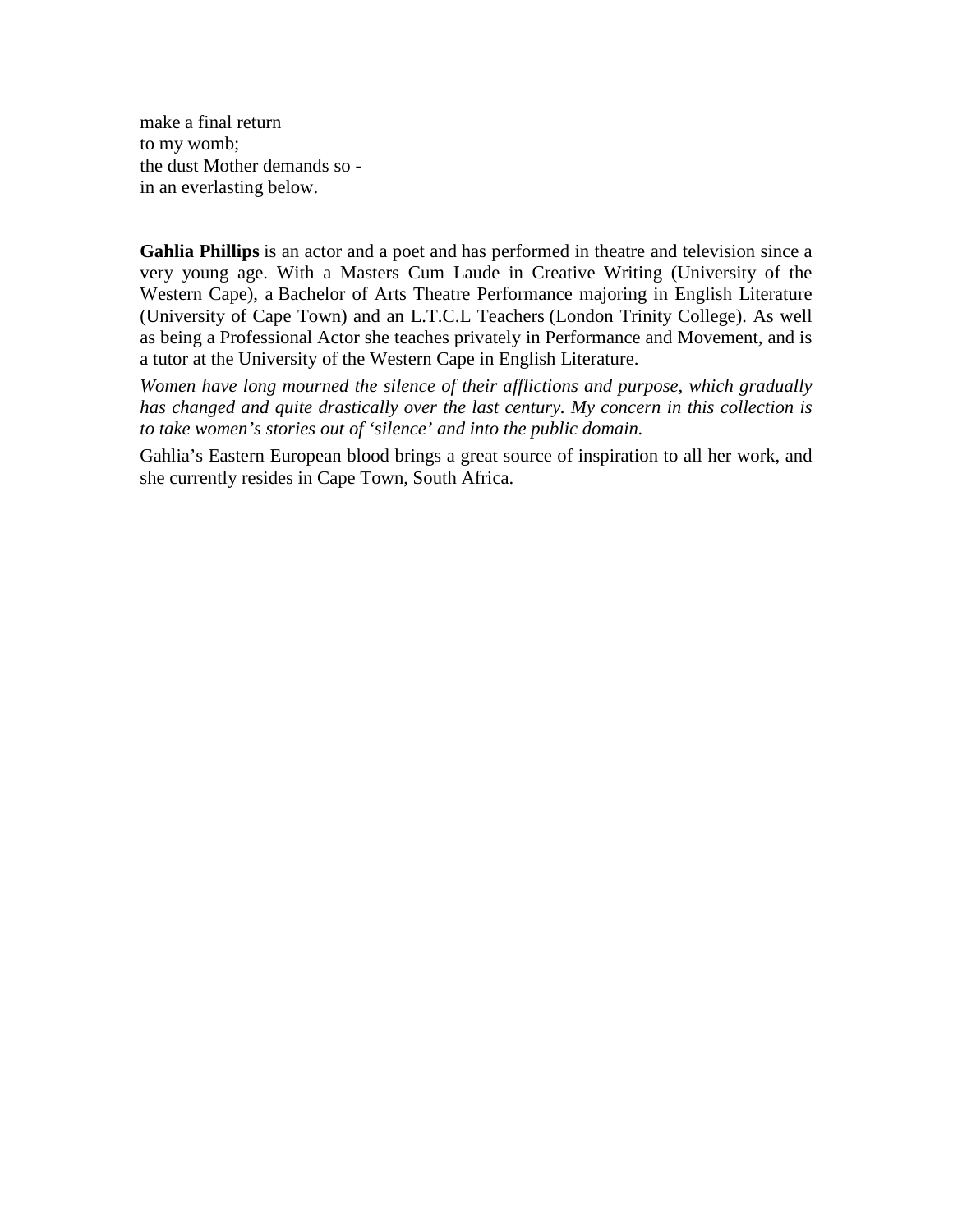make a final return  
to my womb;  
the dust Mother demands so -  
in an everlasting below.

**Gahlia Phillips** is an actor and a poet and has performed in theatre and television since a very young age. With a Masters Cum Laude in Creative Writing (University of the Western Cape), a Bachelor of Arts Theatre Performance majoring in English Literature (University of Cape Town) and an L.T.C.L Teachers (London Trinity College). As well as being a Professional Actor she teaches privately in Performance and Movement, and is a tutor at the University of the Western Cape in English Literature.

*Women have long mourned the silence of their afflictions and purpose, which gradually has changed and quite drastically over the last century. My concern in this collection is to take women's stories out of 'silence' and into the public domain.*

Gahlia's Eastern European blood brings a great source of inspiration to all her work, and she currently resides in Cape Town, South Africa.